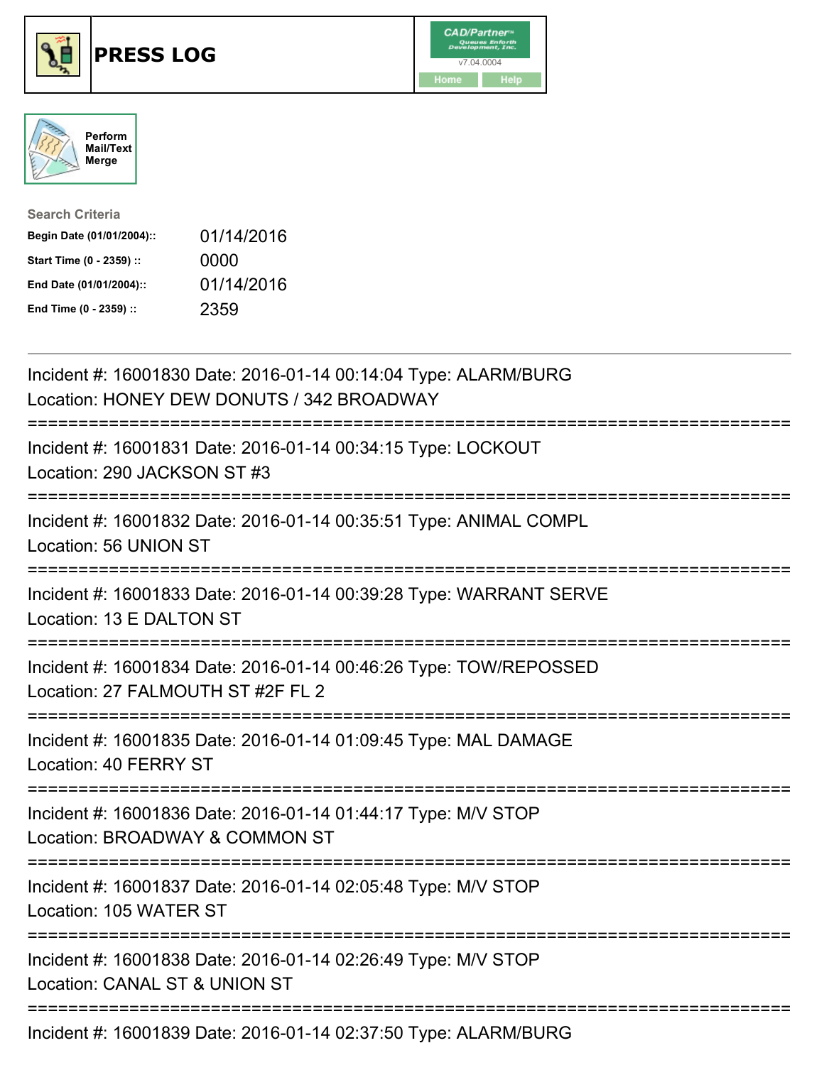# PRESS LOG

CAD/Partner v7.04.0004

Home | Help

Perform Mail/Text Merge

**Search Criteria**

| | |
|---|---|
| **Begin Date (01/01/2004)::** | 01/14/2016 |
| **Start Time (0 - 2359) ::** | 0000 |
| **End Date (01/01/2004)::** | 01/14/2016 |
| **End Time (0 - 2359) ::** | 2359 |

---

Incident #: 16001830 Date: 2016-01-14 00:14:04 Type: ALARM/BURG
Location: HONEY DEW DONUTS / 342 BROADWAY

===========================================================================

Incident #: 16001831 Date: 2016-01-14 00:34:15 Type: LOCKOUT
Location: 290 JACKSON ST #3

===========================================================================

Incident #: 16001832 Date: 2016-01-14 00:35:51 Type: ANIMAL COMPL
Location: 56 UNION ST

===========================================================================

Incident #: 16001833 Date: 2016-01-14 00:39:28 Type: WARRANT SERVE
Location: 13 E DALTON ST

===========================================================================

Incident #: 16001834 Date: 2016-01-14 00:46:26 Type: TOW/REPOSSED
Location: 27 FALMOUTH ST #2F FL 2

===========================================================================

Incident #: 16001835 Date: 2016-01-14 01:09:45 Type: MAL DAMAGE
Location: 40 FERRY ST

===========================================================================

Incident #: 16001836 Date: 2016-01-14 01:44:17 Type: M/V STOP
Location: BROADWAY & COMMON ST

===========================================================================

Incident #: 16001837 Date: 2016-01-14 02:05:48 Type: M/V STOP
Location: 105 WATER ST

===========================================================================

Incident #: 16001838 Date: 2016-01-14 02:26:49 Type: M/V STOP
Location: CANAL ST & UNION ST

===========================================================================

Incident #: 16001839 Date: 2016-01-14 02:37:50 Type: ALARM/BURG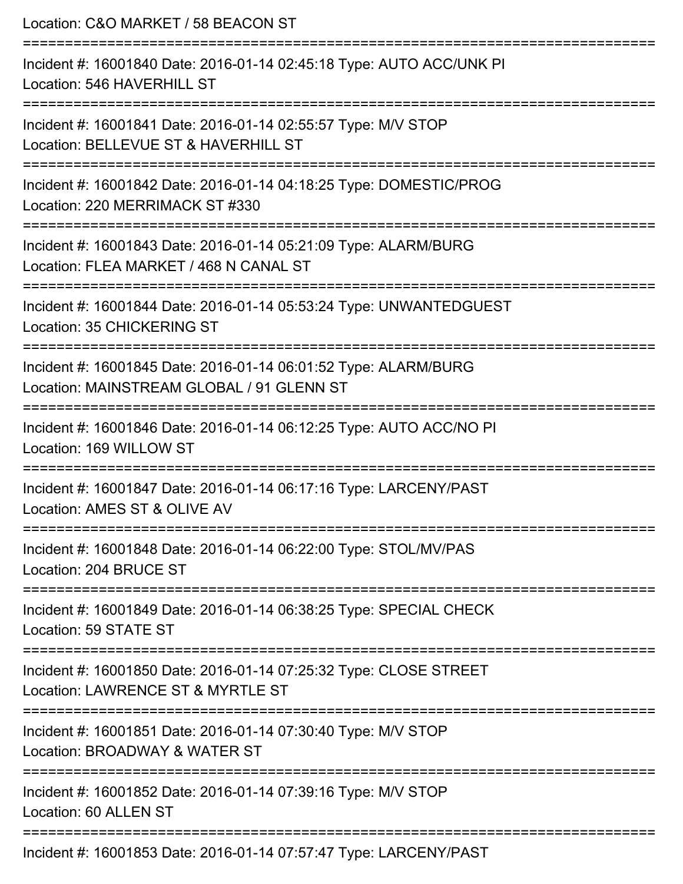Location: C&O MARKET / 58 BEACON ST

===========================================================================

Incident #: 16001840 Date: 2016-01-14 02:45:18 Type: AUTO ACC/UNK PI
Location: 546 HAVERHILL ST

===========================================================================

Incident #: 16001841 Date: 2016-01-14 02:55:57 Type: M/V STOP
Location: BELLEVUE ST & HAVERHILL ST

===========================================================================

Incident #: 16001842 Date: 2016-01-14 04:18:25 Type: DOMESTIC/PROG
Location: 220 MERRIMACK ST #330

===========================================================================

Incident #: 16001843 Date: 2016-01-14 05:21:09 Type: ALARM/BURG
Location: FLEA MARKET / 468 N CANAL ST

===========================================================================

Incident #: 16001844 Date: 2016-01-14 05:53:24 Type: UNWANTEDGUEST
Location: 35 CHICKERING ST

===========================================================================

Incident #: 16001845 Date: 2016-01-14 06:01:52 Type: ALARM/BURG
Location: MAINSTREAM GLOBAL / 91 GLENN ST

===========================================================================

Incident #: 16001846 Date: 2016-01-14 06:12:25 Type: AUTO ACC/NO PI
Location: 169 WILLOW ST

===========================================================================

Incident #: 16001847 Date: 2016-01-14 06:17:16 Type: LARCENY/PAST
Location: AMES ST & OLIVE AV

===========================================================================

Incident #: 16001848 Date: 2016-01-14 06:22:00 Type: STOL/MV/PAS
Location: 204 BRUCE ST

===========================================================================

Incident #: 16001849 Date: 2016-01-14 06:38:25 Type: SPECIAL CHECK
Location: 59 STATE ST

===========================================================================

Incident #: 16001850 Date: 2016-01-14 07:25:32 Type: CLOSE STREET
Location: LAWRENCE ST & MYRTLE ST

===========================================================================

Incident #: 16001851 Date: 2016-01-14 07:30:40 Type: M/V STOP
Location: BROADWAY & WATER ST

===========================================================================

Incident #: 16001852 Date: 2016-01-14 07:39:16 Type: M/V STOP
Location: 60 ALLEN ST

===========================================================================

Incident #: 16001853 Date: 2016-01-14 07:57:47 Type: LARCENY/PAST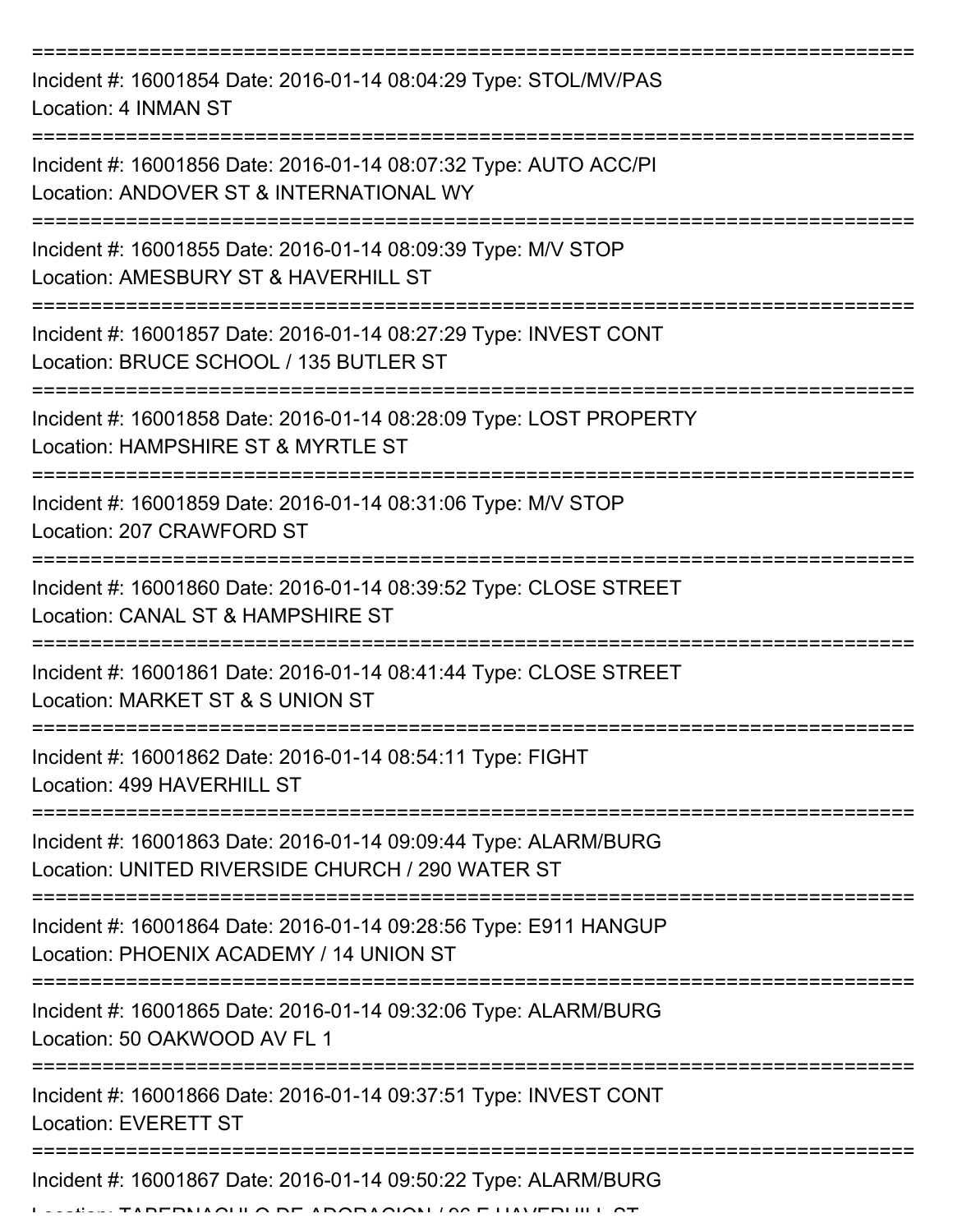===========================================================================

Incident #: 16001854 Date: 2016-01-14 08:04:29 Type: STOL/MV/PAS
Location: 4 INMAN ST

===========================================================================

Incident #: 16001856 Date: 2016-01-14 08:07:32 Type: AUTO ACC/PI
Location: ANDOVER ST & INTERNATIONAL WY

===========================================================================

Incident #: 16001855 Date: 2016-01-14 08:09:39 Type: M/V STOP
Location: AMESBURY ST & HAVERHILL ST

===========================================================================

Incident #: 16001857 Date: 2016-01-14 08:27:29 Type: INVEST CONT
Location: BRUCE SCHOOL / 135 BUTLER ST

===========================================================================

Incident #: 16001858 Date: 2016-01-14 08:28:09 Type: LOST PROPERTY
Location: HAMPSHIRE ST & MYRTLE ST

===========================================================================

Incident #: 16001859 Date: 2016-01-14 08:31:06 Type: M/V STOP
Location: 207 CRAWFORD ST

===========================================================================

Incident #: 16001860 Date: 2016-01-14 08:39:52 Type: CLOSE STREET
Location: CANAL ST & HAMPSHIRE ST

===========================================================================

Incident #: 16001861 Date: 2016-01-14 08:41:44 Type: CLOSE STREET
Location: MARKET ST & S UNION ST

===========================================================================

Incident #: 16001862 Date: 2016-01-14 08:54:11 Type: FIGHT
Location: 499 HAVERHILL ST

===========================================================================

Incident #: 16001863 Date: 2016-01-14 09:09:44 Type: ALARM/BURG
Location: UNITED RIVERSIDE CHURCH / 290 WATER ST

===========================================================================

Incident #: 16001864 Date: 2016-01-14 09:28:56 Type: E911 HANGUP
Location: PHOENIX ACADEMY / 14 UNION ST

===========================================================================

Incident #: 16001865 Date: 2016-01-14 09:32:06 Type: ALARM/BURG
Location: 50 OAKWOOD AV FL 1

===========================================================================

Incident #: 16001866 Date: 2016-01-14 09:37:51 Type: INVEST CONT
Location: EVERETT ST

===========================================================================

Incident #: 16001867 Date: 2016-01-14 09:50:22 Type: ALARM/BURG
Location: TABERNACULO DE ADORACION / 96 E HAVERHILL ST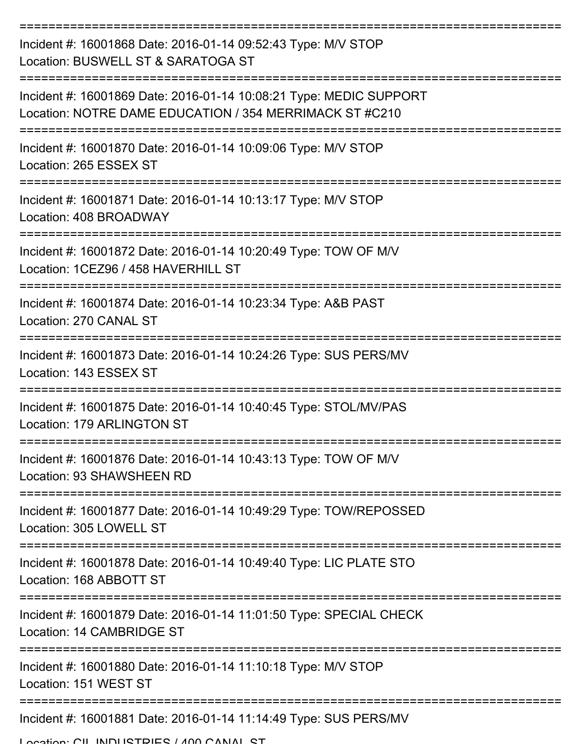===========================================================================

Incident #: 16001868 Date: 2016-01-14 09:52:43 Type: M/V STOP
Location: BUSWELL ST & SARATOGA ST

===========================================================================

Incident #: 16001869 Date: 2016-01-14 10:08:21 Type: MEDIC SUPPORT
Location: NOTRE DAME EDUCATION / 354 MERRIMACK ST #C210

===========================================================================

Incident #: 16001870 Date: 2016-01-14 10:09:06 Type: M/V STOP
Location: 265 ESSEX ST

===========================================================================

Incident #: 16001871 Date: 2016-01-14 10:13:17 Type: M/V STOP
Location: 408 BROADWAY

===========================================================================

Incident #: 16001872 Date: 2016-01-14 10:20:49 Type: TOW OF M/V
Location: 1CEZ96 / 458 HAVERHILL ST

===========================================================================

Incident #: 16001874 Date: 2016-01-14 10:23:34 Type: A&B PAST
Location: 270 CANAL ST

===========================================================================

Incident #: 16001873 Date: 2016-01-14 10:24:26 Type: SUS PERS/MV
Location: 143 ESSEX ST

===========================================================================

Incident #: 16001875 Date: 2016-01-14 10:40:45 Type: STOL/MV/PAS
Location: 179 ARLINGTON ST

===========================================================================

Incident #: 16001876 Date: 2016-01-14 10:43:13 Type: TOW OF M/V
Location: 93 SHAWSHEEN RD

===========================================================================

Incident #: 16001877 Date: 2016-01-14 10:49:29 Type: TOW/REPOSSED
Location: 305 LOWELL ST

===========================================================================

Incident #: 16001878 Date: 2016-01-14 10:49:40 Type: LIC PLATE STO
Location: 168 ABBOTT ST

===========================================================================

Incident #: 16001879 Date: 2016-01-14 11:01:50 Type: SPECIAL CHECK
Location: 14 CAMBRIDGE ST

===========================================================================

Incident #: 16001880 Date: 2016-01-14 11:10:18 Type: M/V STOP
Location: 151 WEST ST

===========================================================================

Incident #: 16001881 Date: 2016-01-14 11:14:49 Type: SUS PERS/MV
Location: CIL INDUSTRIES / 400 CANAL ST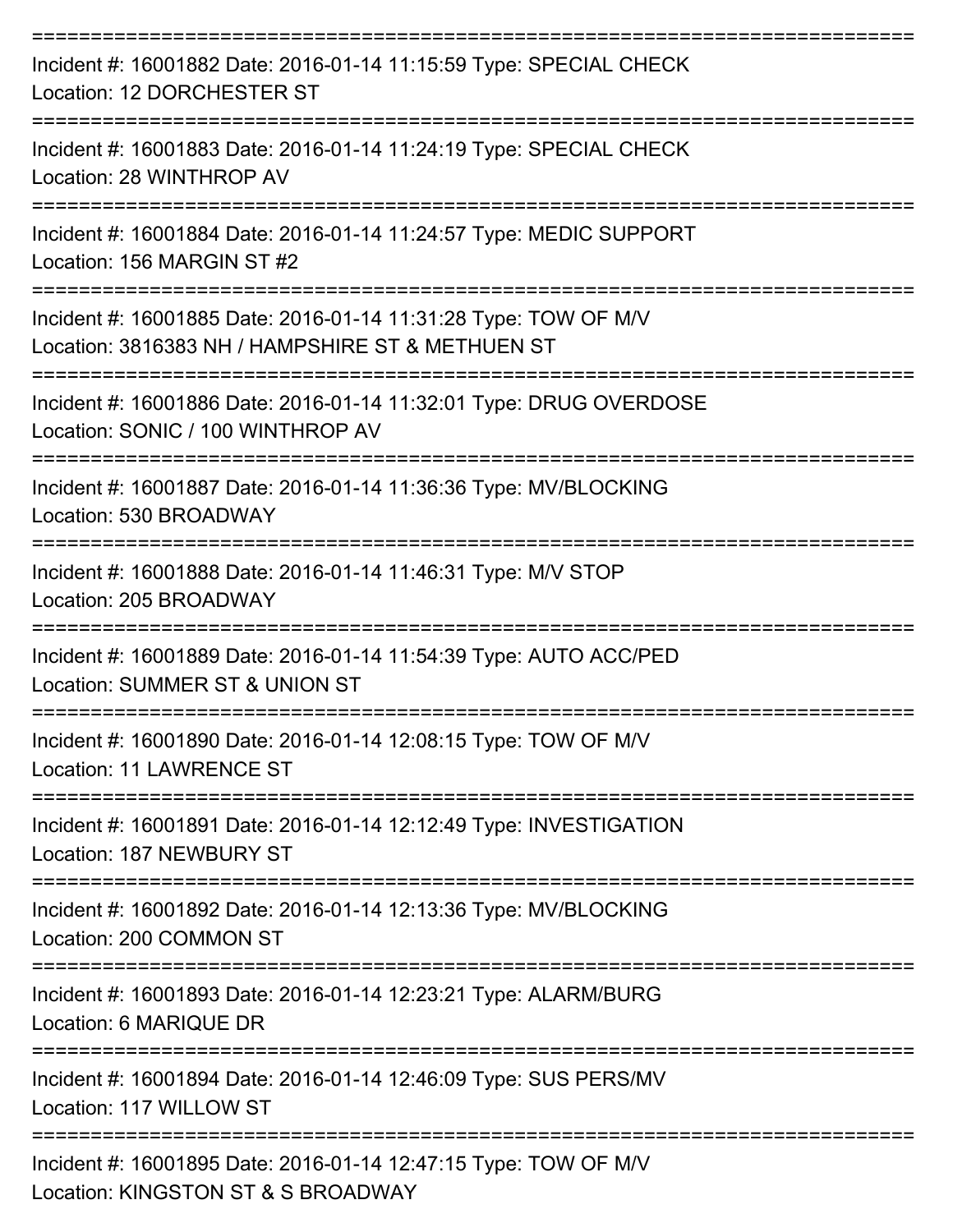===========================================================================
Incident #: 16001882 Date: 2016-01-14 11:15:59 Type: SPECIAL CHECK
Location: 12 DORCHESTER ST
===========================================================================
Incident #: 16001883 Date: 2016-01-14 11:24:19 Type: SPECIAL CHECK
Location: 28 WINTHROP AV
===========================================================================
Incident #: 16001884 Date: 2016-01-14 11:24:57 Type: MEDIC SUPPORT
Location: 156 MARGIN ST #2
===========================================================================
Incident #: 16001885 Date: 2016-01-14 11:31:28 Type: TOW OF M/V
Location: 3816383 NH / HAMPSHIRE ST & METHUEN ST
===========================================================================
Incident #: 16001886 Date: 2016-01-14 11:32:01 Type: DRUG OVERDOSE
Location: SONIC / 100 WINTHROP AV
===========================================================================
Incident #: 16001887 Date: 2016-01-14 11:36:36 Type: MV/BLOCKING
Location: 530 BROADWAY
===========================================================================
Incident #: 16001888 Date: 2016-01-14 11:46:31 Type: M/V STOP
Location: 205 BROADWAY
===========================================================================
Incident #: 16001889 Date: 2016-01-14 11:54:39 Type: AUTO ACC/PED
Location: SUMMER ST & UNION ST
===========================================================================
Incident #: 16001890 Date: 2016-01-14 12:08:15 Type: TOW OF M/V
Location: 11 LAWRENCE ST
===========================================================================
Incident #: 16001891 Date: 2016-01-14 12:12:49 Type: INVESTIGATION
Location: 187 NEWBURY ST
===========================================================================
Incident #: 16001892 Date: 2016-01-14 12:13:36 Type: MV/BLOCKING
Location: 200 COMMON ST
===========================================================================
Incident #: 16001893 Date: 2016-01-14 12:23:21 Type: ALARM/BURG
Location: 6 MARIQUE DR
===========================================================================
Incident #: 16001894 Date: 2016-01-14 12:46:09 Type: SUS PERS/MV
Location: 117 WILLOW ST
===========================================================================
Incident #: 16001895 Date: 2016-01-14 12:47:15 Type: TOW OF M/V
Location: KINGSTON ST & S BROADWAY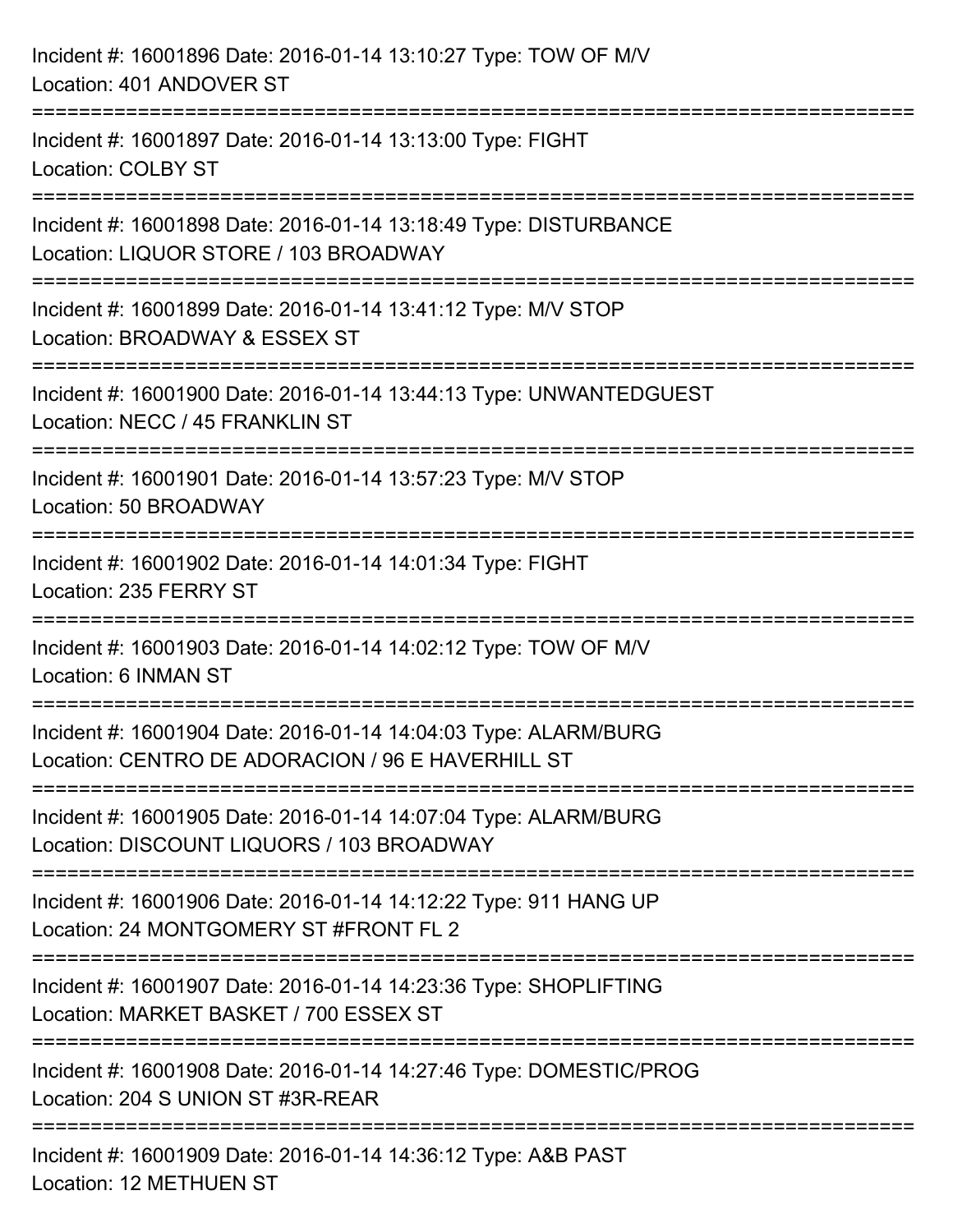Incident #: 16001896 Date: 2016-01-14 13:10:27 Type: TOW OF M/V
Location: 401 ANDOVER ST

===========================================================================

Incident #: 16001897 Date: 2016-01-14 13:13:00 Type: FIGHT
Location: COLBY ST

===========================================================================

Incident #: 16001898 Date: 2016-01-14 13:18:49 Type: DISTURBANCE
Location: LIQUOR STORE / 103 BROADWAY

===========================================================================

Incident #: 16001899 Date: 2016-01-14 13:41:12 Type: M/V STOP
Location: BROADWAY & ESSEX ST

===========================================================================

Incident #: 16001900 Date: 2016-01-14 13:44:13 Type: UNWANTEDGUEST
Location: NECC / 45 FRANKLIN ST

===========================================================================

Incident #: 16001901 Date: 2016-01-14 13:57:23 Type: M/V STOP
Location: 50 BROADWAY

===========================================================================

Incident #: 16001902 Date: 2016-01-14 14:01:34 Type: FIGHT
Location: 235 FERRY ST

===========================================================================

Incident #: 16001903 Date: 2016-01-14 14:02:12 Type: TOW OF M/V
Location: 6 INMAN ST

===========================================================================

Incident #: 16001904 Date: 2016-01-14 14:04:03 Type: ALARM/BURG
Location: CENTRO DE ADORACION / 96 E HAVERHILL ST

===========================================================================

Incident #: 16001905 Date: 2016-01-14 14:07:04 Type: ALARM/BURG
Location: DISCOUNT LIQUORS / 103 BROADWAY

===========================================================================

Incident #: 16001906 Date: 2016-01-14 14:12:22 Type: 911 HANG UP
Location: 24 MONTGOMERY ST #FRONT FL 2

===========================================================================

Incident #: 16001907 Date: 2016-01-14 14:23:36 Type: SHOPLIFTING
Location: MARKET BASKET / 700 ESSEX ST

===========================================================================

Incident #: 16001908 Date: 2016-01-14 14:27:46 Type: DOMESTIC/PROG
Location: 204 S UNION ST #3R-REAR

===========================================================================

Incident #: 16001909 Date: 2016-01-14 14:36:12 Type: A&B PAST
Location: 12 METHUEN ST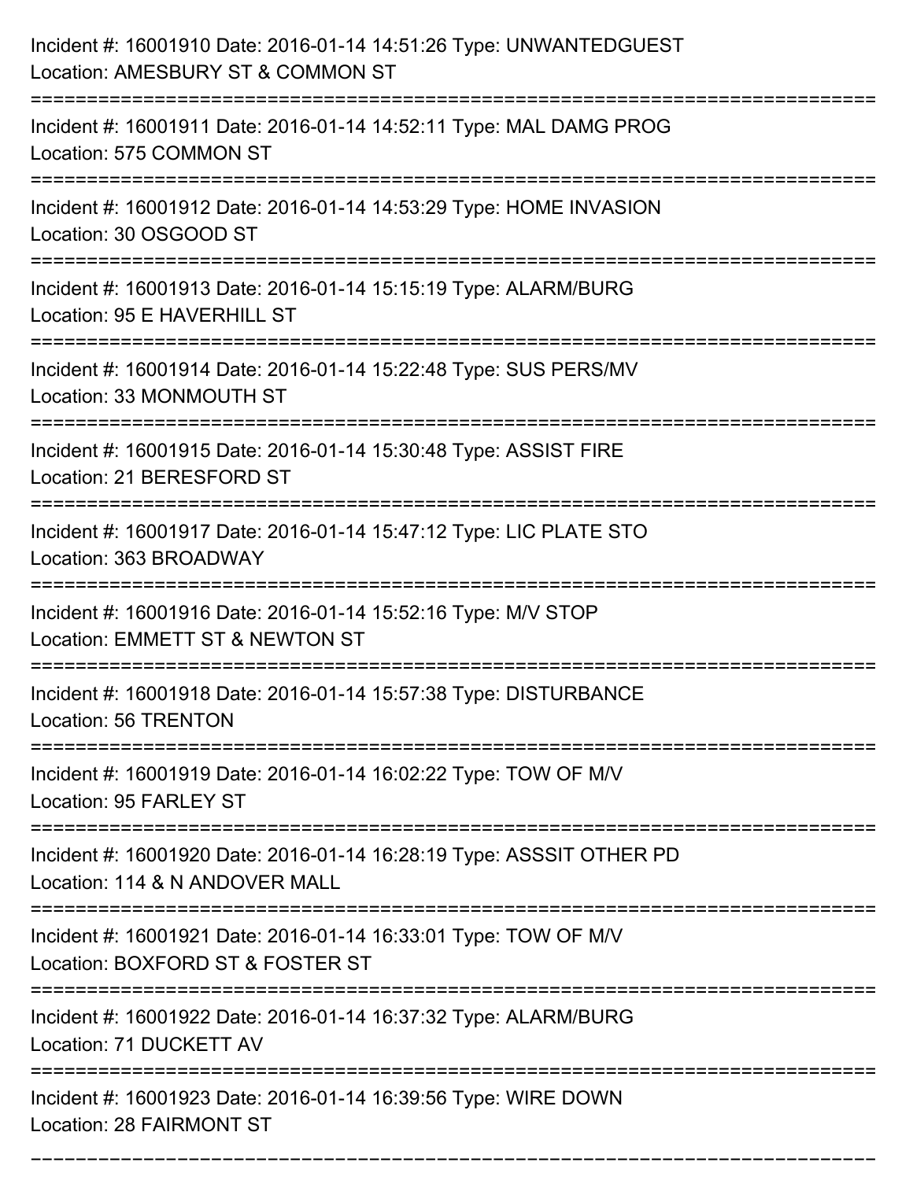Incident #: 16001910 Date: 2016-01-14 14:51:26 Type: UNWANTEDGUEST
Location: AMESBURY ST & COMMON ST

===========================================================================

Incident #: 16001911 Date: 2016-01-14 14:52:11 Type: MAL DAMG PROG
Location: 575 COMMON ST

===========================================================================

Incident #: 16001912 Date: 2016-01-14 14:53:29 Type: HOME INVASION
Location: 30 OSGOOD ST

===========================================================================

Incident #: 16001913 Date: 2016-01-14 15:15:19 Type: ALARM/BURG
Location: 95 E HAVERHILL ST

===========================================================================

Incident #: 16001914 Date: 2016-01-14 15:22:48 Type: SUS PERS/MV
Location: 33 MONMOUTH ST

===========================================================================

Incident #: 16001915 Date: 2016-01-14 15:30:48 Type: ASSIST FIRE
Location: 21 BERESFORD ST

===========================================================================

Incident #: 16001917 Date: 2016-01-14 15:47:12 Type: LIC PLATE STO
Location: 363 BROADWAY

===========================================================================

Incident #: 16001916 Date: 2016-01-14 15:52:16 Type: M/V STOP
Location: EMMETT ST & NEWTON ST

===========================================================================

Incident #: 16001918 Date: 2016-01-14 15:57:38 Type: DISTURBANCE
Location: 56 TRENTON

===========================================================================

Incident #: 16001919 Date: 2016-01-14 16:02:22 Type: TOW OF M/V
Location: 95 FARLEY ST

===========================================================================

Incident #: 16001920 Date: 2016-01-14 16:28:19 Type: ASSSIT OTHER PD
Location: 114 & N ANDOVER MALL

===========================================================================

Incident #: 16001921 Date: 2016-01-14 16:33:01 Type: TOW OF M/V
Location: BOXFORD ST & FOSTER ST

===========================================================================

Incident #: 16001922 Date: 2016-01-14 16:37:32 Type: ALARM/BURG
Location: 71 DUCKETT AV

===========================================================================

Incident #: 16001923 Date: 2016-01-14 16:39:56 Type: WIRE DOWN
Location: 28 FAIRMONT ST

===========================================================================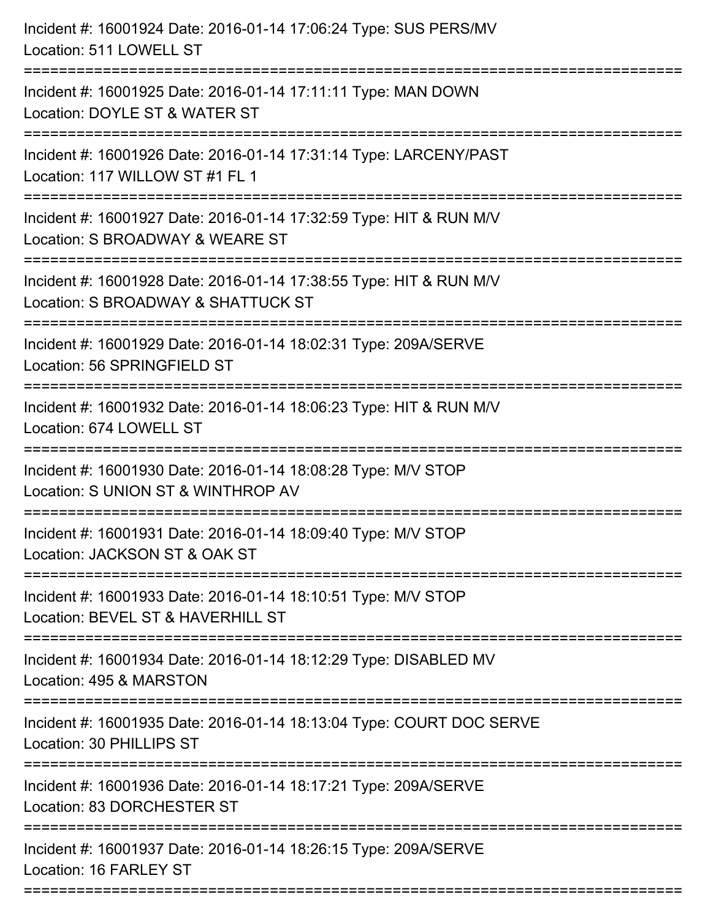Incident #: 16001924 Date: 2016-01-14 17:06:24 Type: SUS PERS/MV
Location: 511 LOWELL ST

===========================================================================

Incident #: 16001925 Date: 2016-01-14 17:11:11 Type: MAN DOWN
Location: DOYLE ST & WATER ST

===========================================================================

Incident #: 16001926 Date: 2016-01-14 17:31:14 Type: LARCENY/PAST
Location: 117 WILLOW ST #1 FL 1

===========================================================================

Incident #: 16001927 Date: 2016-01-14 17:32:59 Type: HIT & RUN M/V
Location: S BROADWAY & WEARE ST

===========================================================================

Incident #: 16001928 Date: 2016-01-14 17:38:55 Type: HIT & RUN M/V
Location: S BROADWAY & SHATTUCK ST

===========================================================================

Incident #: 16001929 Date: 2016-01-14 18:02:31 Type: 209A/SERVE
Location: 56 SPRINGFIELD ST

===========================================================================

Incident #: 16001932 Date: 2016-01-14 18:06:23 Type: HIT & RUN M/V
Location: 674 LOWELL ST

===========================================================================

Incident #: 16001930 Date: 2016-01-14 18:08:28 Type: M/V STOP
Location: S UNION ST & WINTHROP AV

===========================================================================

Incident #: 16001931 Date: 2016-01-14 18:09:40 Type: M/V STOP
Location: JACKSON ST & OAK ST

===========================================================================

Incident #: 16001933 Date: 2016-01-14 18:10:51 Type: M/V STOP
Location: BEVEL ST & HAVERHILL ST

===========================================================================

Incident #: 16001934 Date: 2016-01-14 18:12:29 Type: DISABLED MV
Location: 495 & MARSTON

===========================================================================

Incident #: 16001935 Date: 2016-01-14 18:13:04 Type: COURT DOC SERVE
Location: 30 PHILLIPS ST

===========================================================================

Incident #: 16001936 Date: 2016-01-14 18:17:21 Type: 209A/SERVE
Location: 83 DORCHESTER ST

===========================================================================

Incident #: 16001937 Date: 2016-01-14 18:26:15 Type: 209A/SERVE
Location: 16 FARLEY ST

===========================================================================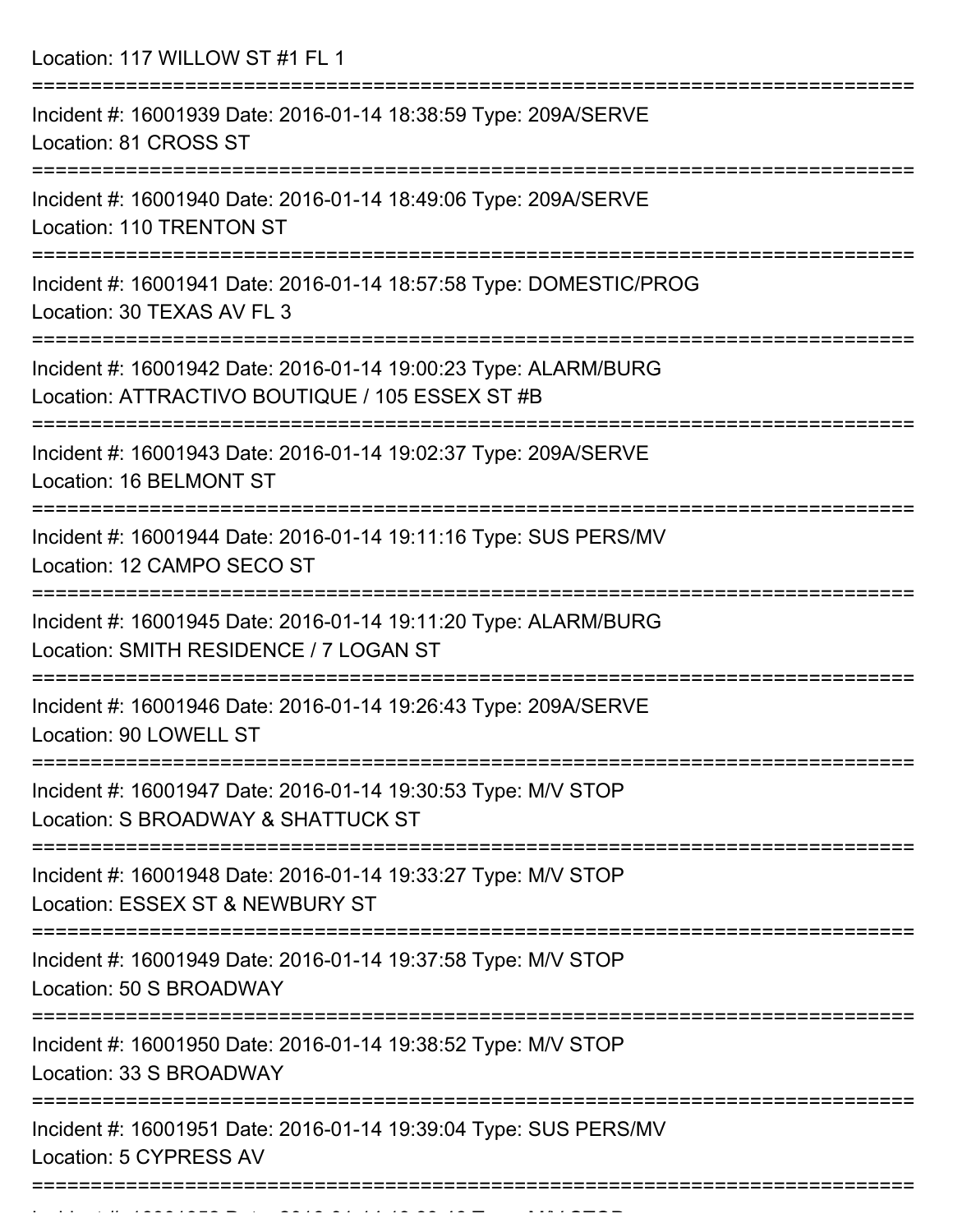Location: 117 WILLOW ST #1 FL 1

===========================================================================

Incident #: 16001939 Date: 2016-01-14 18:38:59 Type: 209A/SERVE
Location: 81 CROSS ST

===========================================================================

Incident #: 16001940 Date: 2016-01-14 18:49:06 Type: 209A/SERVE
Location: 110 TRENTON ST

===========================================================================

Incident #: 16001941 Date: 2016-01-14 18:57:58 Type: DOMESTIC/PROG
Location: 30 TEXAS AV FL 3

===========================================================================

Incident #: 16001942 Date: 2016-01-14 19:00:23 Type: ALARM/BURG
Location: ATTRACTIVO BOUTIQUE / 105 ESSEX ST #B

===========================================================================

Incident #: 16001943 Date: 2016-01-14 19:02:37 Type: 209A/SERVE
Location: 16 BELMONT ST

===========================================================================

Incident #: 16001944 Date: 2016-01-14 19:11:16 Type: SUS PERS/MV
Location: 12 CAMPO SECO ST

===========================================================================

Incident #: 16001945 Date: 2016-01-14 19:11:20 Type: ALARM/BURG
Location: SMITH RESIDENCE / 7 LOGAN ST

===========================================================================

Incident #: 16001946 Date: 2016-01-14 19:26:43 Type: 209A/SERVE
Location: 90 LOWELL ST

===========================================================================

Incident #: 16001947 Date: 2016-01-14 19:30:53 Type: M/V STOP
Location: S BROADWAY & SHATTUCK ST

===========================================================================

Incident #: 16001948 Date: 2016-01-14 19:33:27 Type: M/V STOP
Location: ESSEX ST & NEWBURY ST

===========================================================================

Incident #: 16001949 Date: 2016-01-14 19:37:58 Type: M/V STOP
Location: 50 S BROADWAY

===========================================================================

Incident #: 16001950 Date: 2016-01-14 19:38:52 Type: M/V STOP
Location: 33 S BROADWAY

===========================================================================

Incident #: 16001951 Date: 2016-01-14 19:39:04 Type: SUS PERS/MV
Location: 5 CYPRESS AV

===========================================================================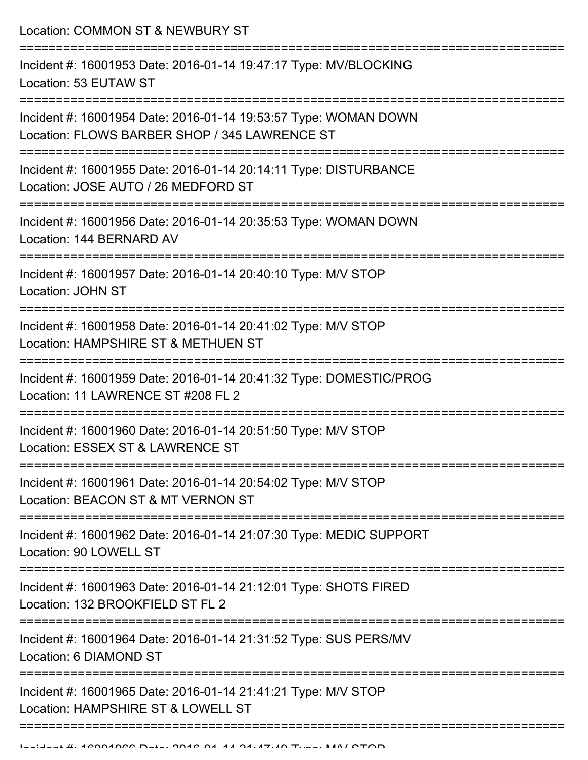Location: COMMON ST & NEWBURY ST

===========================================================================

Incident #: 16001953 Date: 2016-01-14 19:47:17 Type: MV/BLOCKING
Location: 53 EUTAW ST

===========================================================================

Incident #: 16001954 Date: 2016-01-14 19:53:57 Type: WOMAN DOWN
Location: FLOWS BARBER SHOP / 345 LAWRENCE ST

===========================================================================

Incident #: 16001955 Date: 2016-01-14 20:14:11 Type: DISTURBANCE
Location: JOSE AUTO / 26 MEDFORD ST

===========================================================================

Incident #: 16001956 Date: 2016-01-14 20:35:53 Type: WOMAN DOWN
Location: 144 BERNARD AV

===========================================================================

Incident #: 16001957 Date: 2016-01-14 20:40:10 Type: M/V STOP
Location: JOHN ST

===========================================================================

Incident #: 16001958 Date: 2016-01-14 20:41:02 Type: M/V STOP
Location: HAMPSHIRE ST & METHUEN ST

===========================================================================

Incident #: 16001959 Date: 2016-01-14 20:41:32 Type: DOMESTIC/PROG
Location: 11 LAWRENCE ST #208 FL 2

===========================================================================

Incident #: 16001960 Date: 2016-01-14 20:51:50 Type: M/V STOP
Location: ESSEX ST & LAWRENCE ST

===========================================================================

Incident #: 16001961 Date: 2016-01-14 20:54:02 Type: M/V STOP
Location: BEACON ST & MT VERNON ST

===========================================================================

Incident #: 16001962 Date: 2016-01-14 21:07:30 Type: MEDIC SUPPORT
Location: 90 LOWELL ST

===========================================================================

Incident #: 16001963 Date: 2016-01-14 21:12:01 Type: SHOTS FIRED
Location: 132 BROOKFIELD ST FL 2

===========================================================================

Incident #: 16001964 Date: 2016-01-14 21:31:52 Type: SUS PERS/MV
Location: 6 DIAMOND ST

===========================================================================

Incident #: 16001965 Date: 2016-01-14 21:41:21 Type: M/V STOP
Location: HAMPSHIRE ST & LOWELL ST

===========================================================================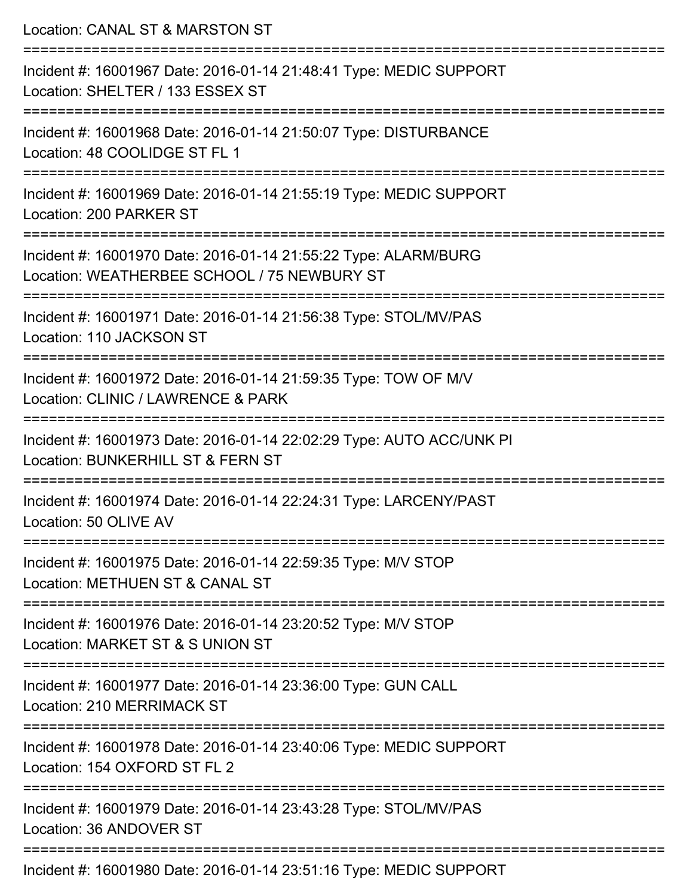Location: CANAL ST & MARSTON ST

===========================================================================

Incident #: 16001967 Date: 2016-01-14 21:48:41 Type: MEDIC SUPPORT
Location: SHELTER / 133 ESSEX ST

===========================================================================

Incident #: 16001968 Date: 2016-01-14 21:50:07 Type: DISTURBANCE
Location: 48 COOLIDGE ST FL 1

===========================================================================

Incident #: 16001969 Date: 2016-01-14 21:55:19 Type: MEDIC SUPPORT
Location: 200 PARKER ST

===========================================================================

Incident #: 16001970 Date: 2016-01-14 21:55:22 Type: ALARM/BURG
Location: WEATHERBEE SCHOOL / 75 NEWBURY ST

===========================================================================

Incident #: 16001971 Date: 2016-01-14 21:56:38 Type: STOL/MV/PAS
Location: 110 JACKSON ST

===========================================================================

Incident #: 16001972 Date: 2016-01-14 21:59:35 Type: TOW OF M/V
Location: CLINIC / LAWRENCE & PARK

===========================================================================

Incident #: 16001973 Date: 2016-01-14 22:02:29 Type: AUTO ACC/UNK PI
Location: BUNKERHILL ST & FERN ST

===========================================================================

Incident #: 16001974 Date: 2016-01-14 22:24:31 Type: LARCENY/PAST
Location: 50 OLIVE AV

===========================================================================

Incident #: 16001975 Date: 2016-01-14 22:59:35 Type: M/V STOP
Location: METHUEN ST & CANAL ST

===========================================================================

Incident #: 16001976 Date: 2016-01-14 23:20:52 Type: M/V STOP
Location: MARKET ST & S UNION ST

===========================================================================

Incident #: 16001977 Date: 2016-01-14 23:36:00 Type: GUN CALL
Location: 210 MERRIMACK ST

===========================================================================

Incident #: 16001978 Date: 2016-01-14 23:40:06 Type: MEDIC SUPPORT
Location: 154 OXFORD ST FL 2

===========================================================================

Incident #: 16001979 Date: 2016-01-14 23:43:28 Type: STOL/MV/PAS
Location: 36 ANDOVER ST

===========================================================================

Incident #: 16001980 Date: 2016-01-14 23:51:16 Type: MEDIC SUPPORT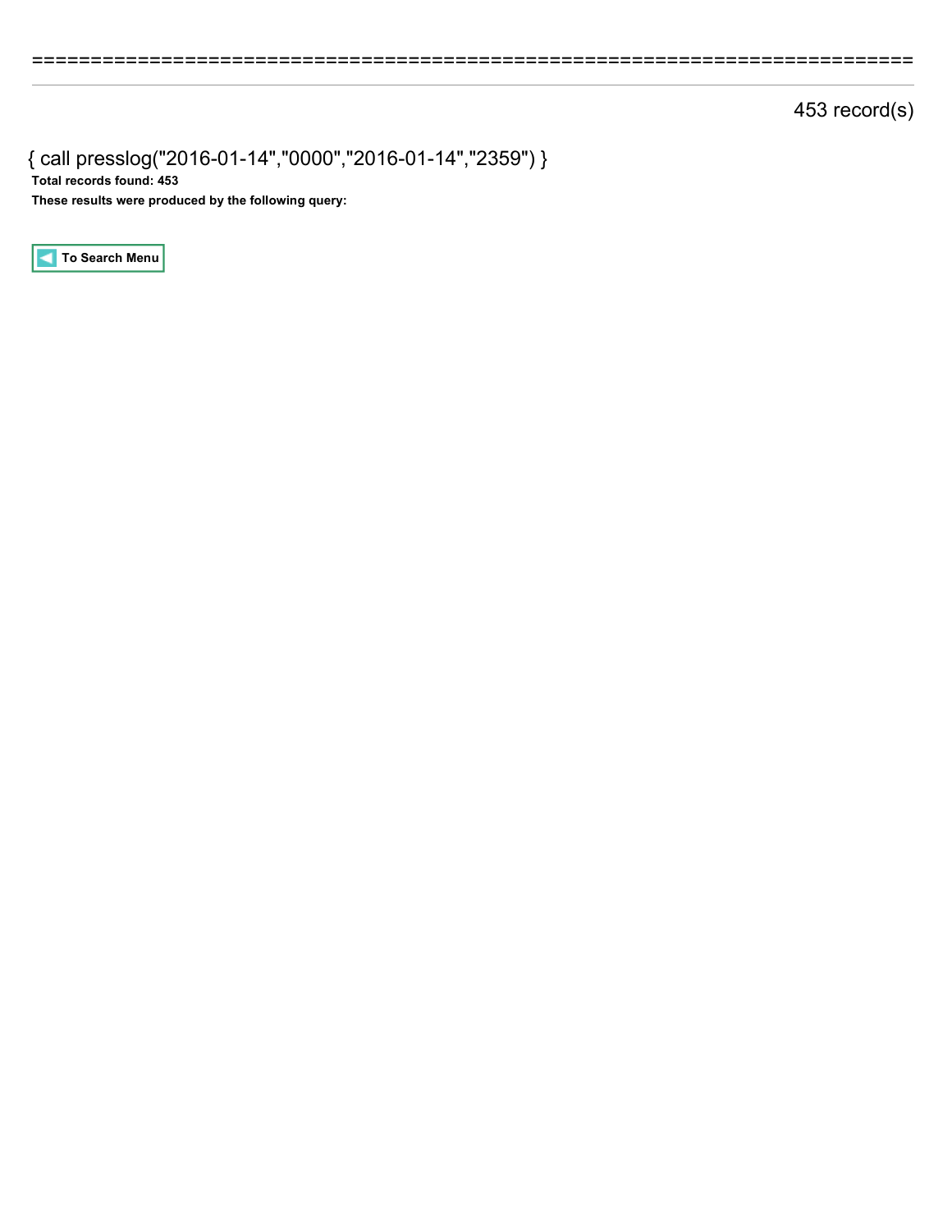==========================================================================

453 record(s)

{ call presslog("2016-01-14","0000","2016-01-14","2359") }

**Total records found: 453**

**These results were produced by the following query:**

**To Search Menu**